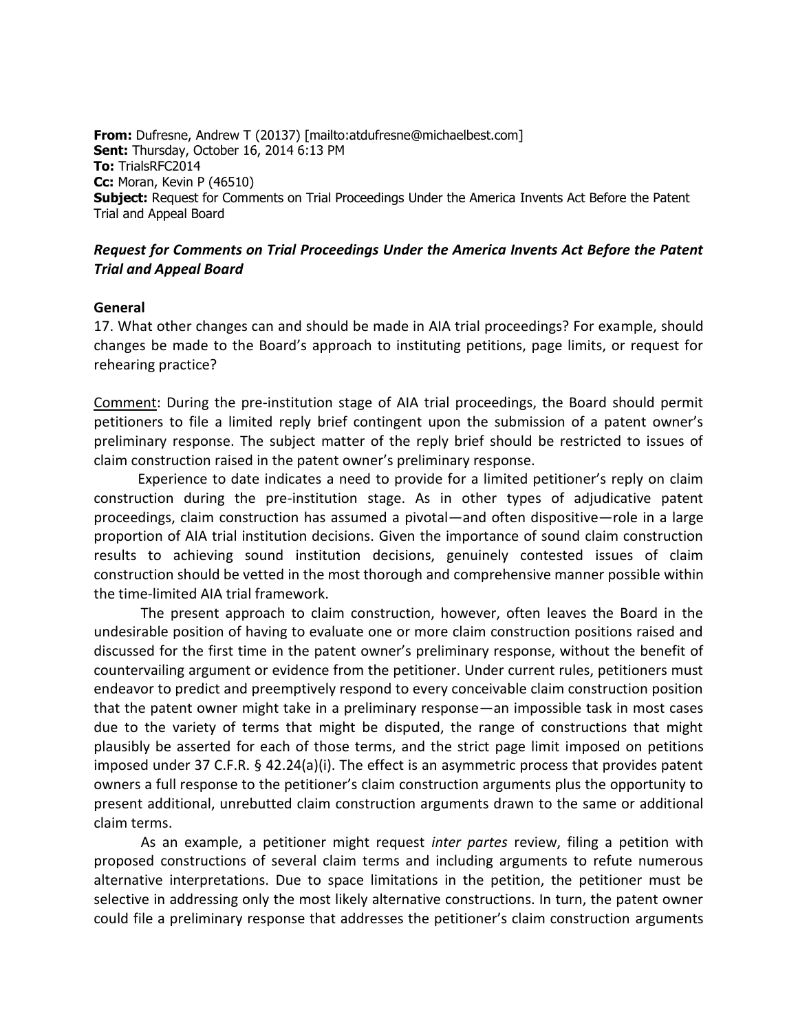**From:** Dufresne, Andrew T (20137) [mailto:atdufresne@michaelbest.com]
**Sent:** Thursday, October 16, 2014 6:13 PM
**To:** TrialsRFC2014
**Cc:** Moran, Kevin P (46510)
**Subject:** Request for Comments on Trial Proceedings Under the America Invents Act Before the Patent Trial and Appeal Board

***Request for Comments on Trial Proceedings Under the America Invents Act Before the Patent Trial and Appeal Board***

**General**

17. What other changes can and should be made in AIA trial proceedings? For example, should changes be made to the Board's approach to instituting petitions, page limits, or request for rehearing practice?

<u>Comment</u>: During the pre-institution stage of AIA trial proceedings, the Board should permit petitioners to file a limited reply brief contingent upon the submission of a patent owner's preliminary response. The subject matter of the reply brief should be restricted to issues of claim construction raised in the patent owner's preliminary response.

Experience to date indicates a need to provide for a limited petitioner's reply on claim construction during the pre-institution stage. As in other types of adjudicative patent proceedings, claim construction has assumed a pivotal—and often dispositive—role in a large proportion of AIA trial institution decisions. Given the importance of sound claim construction results to achieving sound institution decisions, genuinely contested issues of claim construction should be vetted in the most thorough and comprehensive manner possible within the time-limited AIA trial framework.

The present approach to claim construction, however, often leaves the Board in the undesirable position of having to evaluate one or more claim construction positions raised and discussed for the first time in the patent owner's preliminary response, without the benefit of countervailing argument or evidence from the petitioner. Under current rules, petitioners must endeavor to predict and preemptively respond to every conceivable claim construction position that the patent owner might take in a preliminary response—an impossible task in most cases due to the variety of terms that might be disputed, the range of constructions that might plausibly be asserted for each of those terms, and the strict page limit imposed on petitions imposed under 37 C.F.R. § 42.24(a)(i). The effect is an asymmetric process that provides patent owners a full response to the petitioner's claim construction arguments plus the opportunity to present additional, unrebutted claim construction arguments drawn to the same or additional claim terms.

As an example, a petitioner might request *inter partes* review, filing a petition with proposed constructions of several claim terms and including arguments to refute numerous alternative interpretations. Due to space limitations in the petition, the petitioner must be selective in addressing only the most likely alternative constructions. In turn, the patent owner could file a preliminary response that addresses the petitioner's claim construction arguments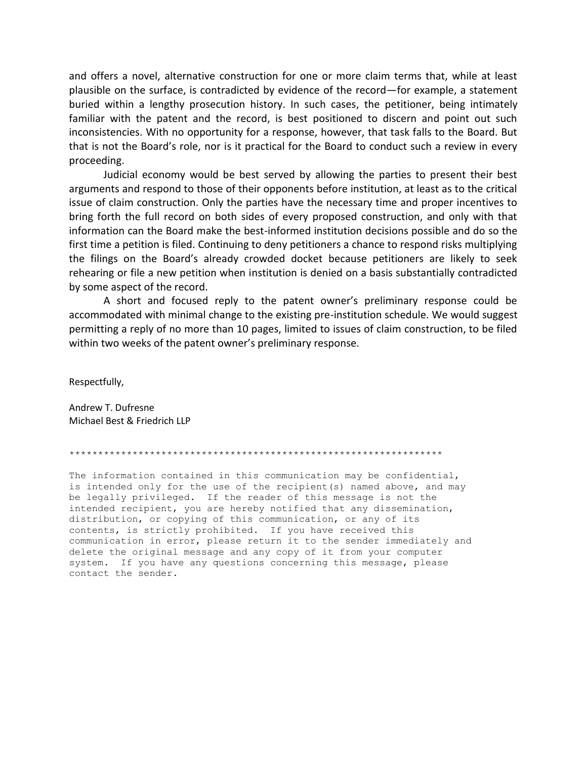and offers a novel, alternative construction for one or more claim terms that, while at least plausible on the surface, is contradicted by evidence of the record—for example, a statement buried within a lengthy prosecution history. In such cases, the petitioner, being intimately familiar with the patent and the record, is best positioned to discern and point out such inconsistencies. With no opportunity for a response, however, that task falls to the Board. But that is not the Board's role, nor is it practical for the Board to conduct such a review in every proceeding.

Judicial economy would be best served by allowing the parties to present their best arguments and respond to those of their opponents before institution, at least as to the critical issue of claim construction. Only the parties have the necessary time and proper incentives to bring forth the full record on both sides of every proposed construction, and only with that information can the Board make the best-informed institution decisions possible and do so the first time a petition is filed. Continuing to deny petitioners a chance to respond risks multiplying the filings on the Board's already crowded docket because petitioners are likely to seek rehearing or file a new petition when institution is denied on a basis substantially contradicted by some aspect of the record.

A short and focused reply to the patent owner's preliminary response could be accommodated with minimal change to the existing pre-institution schedule. We would suggest permitting a reply of no more than 10 pages, limited to issues of claim construction, to be filed within two weeks of the patent owner's preliminary response.

Respectfully,

Andrew T. Dufresne
Michael Best & Friedrich LLP

*****************************************************************

The information contained in this communication may be confidential, is intended only for the use of the recipient(s) named above, and may be legally privileged. If the reader of this message is not the intended recipient, you are hereby notified that any dissemination, distribution, or copying of this communication, or any of its contents, is strictly prohibited. If you have received this communication in error, please return it to the sender immediately and delete the original message and any copy of it from your computer system. If you have any questions concerning this message, please contact the sender.